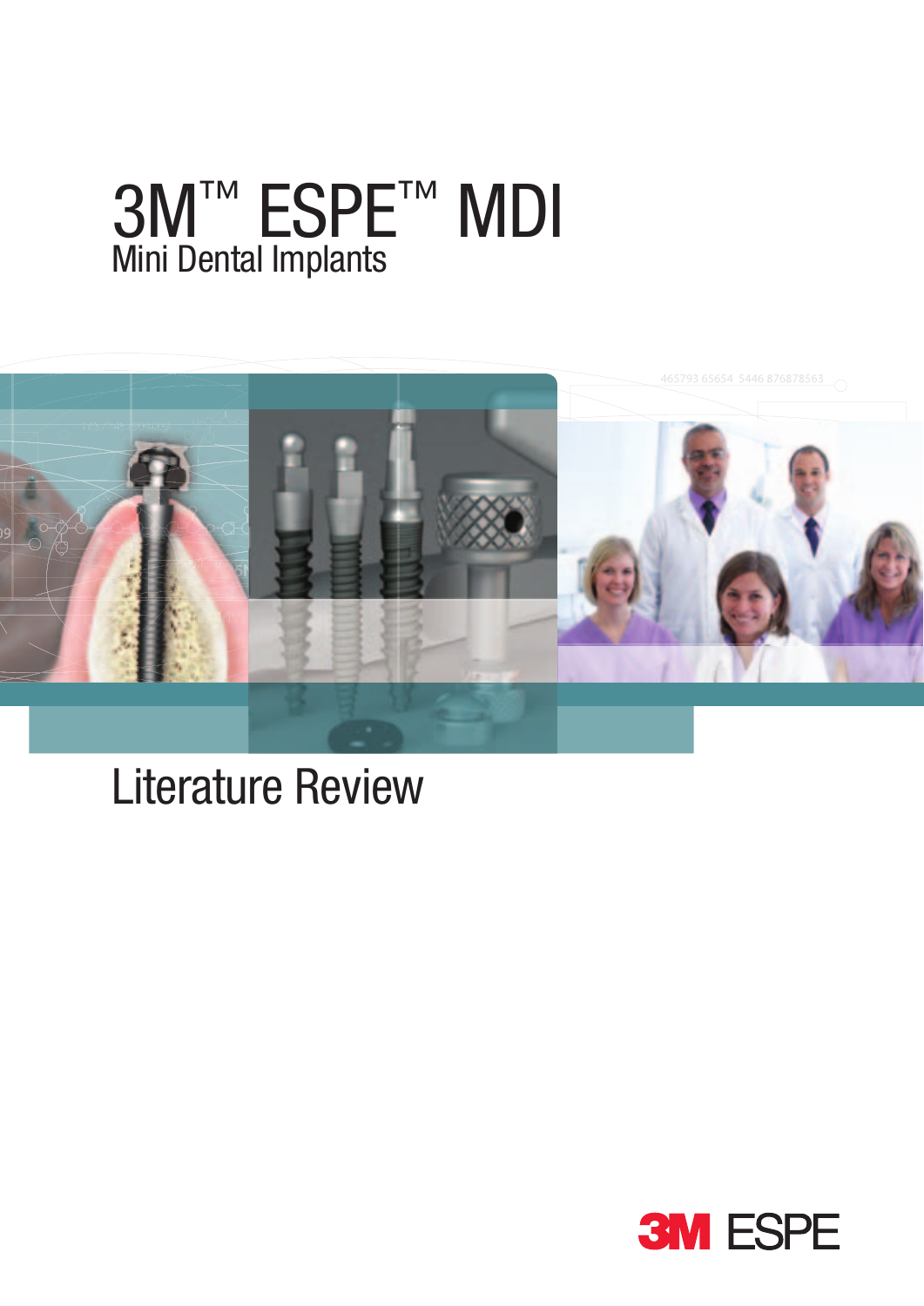# 3M™ ESPE™ MDI

## Mini Dental Implants

# Literature Review

3M ESPE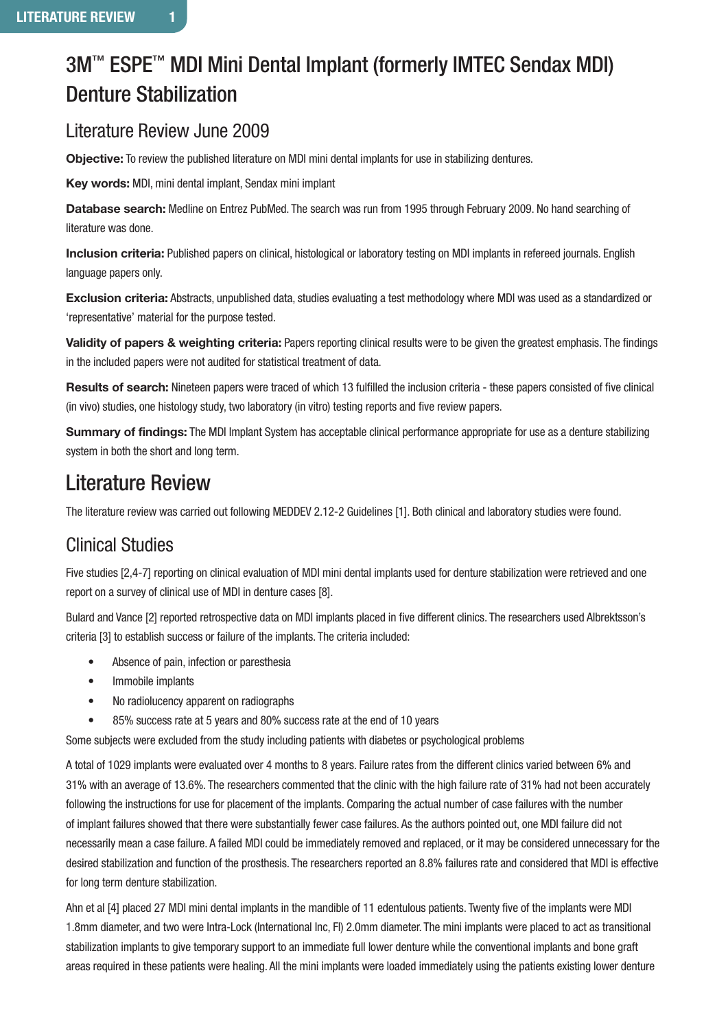# 3M™ ESPE™ MDI Mini Dental Implant (formerly IMTEC Sendax MDI) Denture Stabilization

## Literature Review June 2009

**Objective:** To review the published literature on MDI mini dental implants for use in stabilizing dentures.

**Key words:** MDI, mini dental implant, Sendax mini implant

**Database search:** Medline on Entrez PubMed. The search was run from 1995 through February 2009. No hand searching of literature was done.

**Inclusion criteria:** Published papers on clinical, histological or laboratory testing on MDI implants in refereed journals. English language papers only.

**Exclusion criteria:** Abstracts, unpublished data, studies evaluating a test methodology where MDI was used as a standardized or 'representative' material for the purpose tested.

**Validity of papers & weighting criteria:** Papers reporting clinical results were to be given the greatest emphasis. The findings in the included papers were not audited for statistical treatment of data.

**Results of search:** Nineteen papers were traced of which 13 fulfilled the inclusion criteria - these papers consisted of five clinical (in vivo) studies, one histology study, two laboratory (in vitro) testing reports and five review papers.

**Summary of findings:** The MDI Implant System has acceptable clinical performance appropriate for use as a denture stabilizing system in both the short and long term.

# Literature Review

The literature review was carried out following MEDDEV 2.12-2 Guidelines [1]. Both clinical and laboratory studies were found.

## Clinical Studies

Five studies [2,4-7] reporting on clinical evaluation of MDI mini dental implants used for denture stabilization were retrieved and one report on a survey of clinical use of MDI in denture cases [8].

Bulard and Vance [2] reported retrospective data on MDI implants placed in five different clinics. The researchers used Albrektsson's criteria [3] to establish success or failure of the implants. The criteria included:

- Absence of pain, infection or paresthesia
- Immobile implants
- No radiolucency apparent on radiographs
- 85% success rate at 5 years and 80% success rate at the end of 10 years

Some subjects were excluded from the study including patients with diabetes or psychological problems

A total of 1029 implants were evaluated over 4 months to 8 years. Failure rates from the different clinics varied between 6% and 31% with an average of 13.6%. The researchers commented that the clinic with the high failure rate of 31% had not been accurately following the instructions for use for placement of the implants. Comparing the actual number of case failures with the number of implant failures showed that there were substantially fewer case failures. As the authors pointed out, one MDI failure did not necessarily mean a case failure. A failed MDI could be immediately removed and replaced, or it may be considered unnecessary for the desired stabilization and function of the prosthesis. The researchers reported an 8.8% failures rate and considered that MDI is effective for long term denture stabilization.

Ahn et al [4] placed 27 MDI mini dental implants in the mandible of 11 edentulous patients. Twenty five of the implants were MDI 1.8mm diameter, and two were Intra-Lock (International Inc, Fl) 2.0mm diameter. The mini implants were placed to act as transitional stabilization implants to give temporary support to an immediate full lower denture while the conventional implants and bone graft areas required in these patients were healing. All the mini implants were loaded immediately using the patients existing lower denture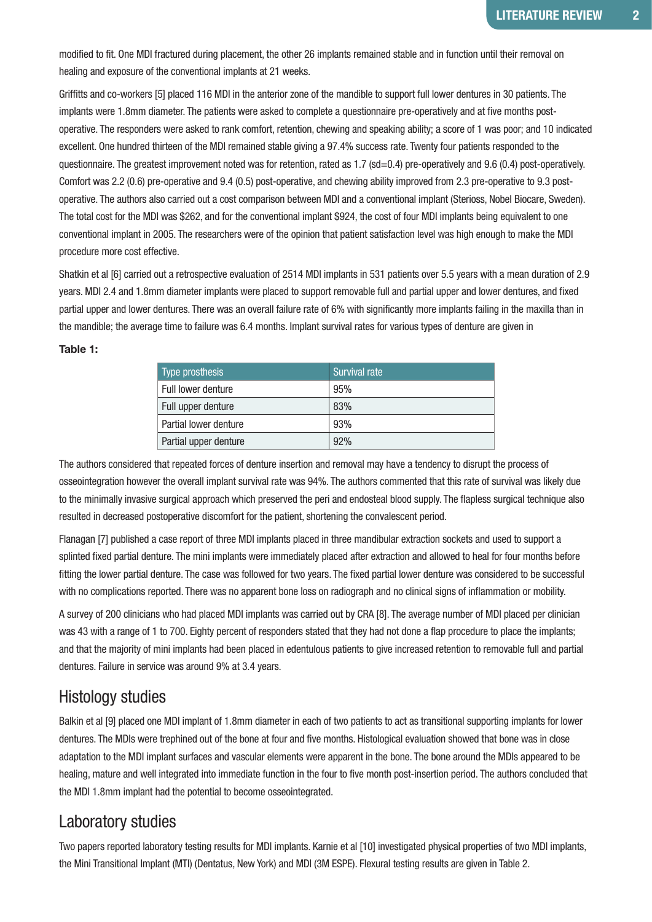modified to fit. One MDI fractured during placement, the other 26 implants remained stable and in function until their removal on healing and exposure of the conventional implants at 21 weeks.

Griffitts and co-workers [5] placed 116 MDI in the anterior zone of the mandible to support full lower dentures in 30 patients. The implants were 1.8mm diameter. The patients were asked to complete a questionnaire pre-operatively and at five months post-operative. The responders were asked to rank comfort, retention, chewing and speaking ability; a score of 1 was poor; and 10 indicated excellent. One hundred thirteen of the MDI remained stable giving a 97.4% success rate. Twenty four patients responded to the questionnaire. The greatest improvement noted was for retention, rated as 1.7 (sd=0.4) pre-operatively and 9.6 (0.4) post-operatively. Comfort was 2.2 (0.6) pre-operative and 9.4 (0.5) post-operative, and chewing ability improved from 2.3 pre-operative to 9.3 post-operative. The authors also carried out a cost comparison between MDI and a conventional implant (Sterioss, Nobel Biocare, Sweden). The total cost for the MDI was $262, and for the conventional implant $924, the cost of four MDI implants being equivalent to one conventional implant in 2005. The researchers were of the opinion that patient satisfaction level was high enough to make the MDI procedure more cost effective.

Shatkin et al [6] carried out a retrospective evaluation of 2514 MDI implants in 531 patients over 5.5 years with a mean duration of 2.9 years. MDI 2.4 and 1.8mm diameter implants were placed to support removable full and partial upper and lower dentures, and fixed partial upper and lower dentures. There was an overall failure rate of 6% with significantly more implants failing in the maxilla than in the mandible; the average time to failure was 6.4 months. Implant survival rates for various types of denture are given in

**Table 1:**

| Type prosthesis | Survival rate |
|---|---|
| Full lower denture | 95% |
| Full upper denture | 83% |
| Partial lower denture | 93% |
| Partial upper denture | 92% |

The authors considered that repeated forces of denture insertion and removal may have a tendency to disrupt the process of osseointegration however the overall implant survival rate was 94%. The authors commented that this rate of survival was likely due to the minimally invasive surgical approach which preserved the peri and endosteal blood supply. The flapless surgical technique also resulted in decreased postoperative discomfort for the patient, shortening the convalescent period.

Flanagan [7] published a case report of three MDI implants placed in three mandibular extraction sockets and used to support a splinted fixed partial denture. The mini implants were immediately placed after extraction and allowed to heal for four months before fitting the lower partial denture. The case was followed for two years. The fixed partial lower denture was considered to be successful with no complications reported. There was no apparent bone loss on radiograph and no clinical signs of inflammation or mobility.

A survey of 200 clinicians who had placed MDI implants was carried out by CRA [8]. The average number of MDI placed per clinician was 43 with a range of 1 to 700. Eighty percent of responders stated that they had not done a flap procedure to place the implants; and that the majority of mini implants had been placed in edentulous patients to give increased retention to removable full and partial dentures. Failure in service was around 9% at 3.4 years.

## Histology studies

Balkin et al [9] placed one MDI implant of 1.8mm diameter in each of two patients to act as transitional supporting implants for lower dentures. The MDIs were trephined out of the bone at four and five months. Histological evaluation showed that bone was in close adaptation to the MDI implant surfaces and vascular elements were apparent in the bone. The bone around the MDIs appeared to be healing, mature and well integrated into immediate function in the four to five month post-insertion period. The authors concluded that the MDI 1.8mm implant had the potential to become osseointegrated.

## Laboratory studies

Two papers reported laboratory testing results for MDI implants. Karnie et al [10] investigated physical properties of two MDI implants, the Mini Transitional Implant (MTI) (Dentatus, New York) and MDI (3M ESPE). Flexural testing results are given in Table 2.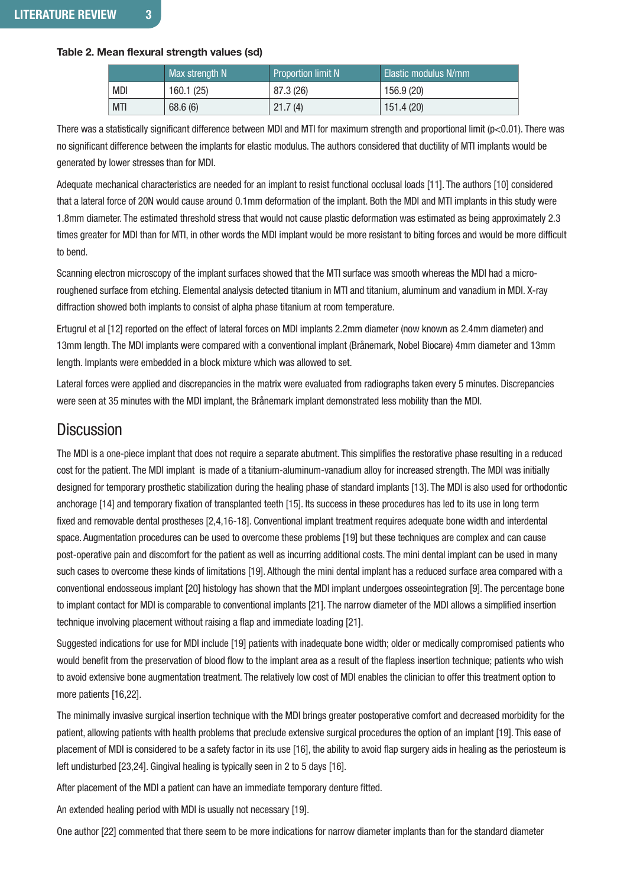**Table 2. Mean flexural strength values (sd)**

| | Max strength N | Proportion limit N | Elastic modulus N/mm |
|---|---|---|---|
| MDI | 160.1 (25) | 87.3 (26) | 156.9 (20) |
| MTI | 68.6 (6) | 21.7 (4) | 151.4 (20) |

There was a statistically significant difference between MDI and MTI for maximum strength and proportional limit ($p<0.01$). There was no significant difference between the implants for elastic modulus. The authors considered that ductility of MTI implants would be generated by lower stresses than for MDI.

Adequate mechanical characteristics are needed for an implant to resist functional occlusal loads [11]. The authors [10] considered that a lateral force of 20N would cause around 0.1mm deformation of the implant. Both the MDI and MTI implants in this study were 1.8mm diameter. The estimated threshold stress that would not cause plastic deformation was estimated as being approximately 2.3 times greater for MDI than for MTI, in other words the MDI implant would be more resistant to biting forces and would be more difficult to bend.

Scanning electron microscopy of the implant surfaces showed that the MTI surface was smooth whereas the MDI had a micro-roughened surface from etching. Elemental analysis detected titanium in MTI and titanium, aluminum and vanadium in MDI. X-ray diffraction showed both implants to consist of alpha phase titanium at room temperature.

Ertugrul et al [12] reported on the effect of lateral forces on MDI implants 2.2mm diameter (now known as 2.4mm diameter) and 13mm length. The MDI implants were compared with a conventional implant (Brånemark, Nobel Biocare) 4mm diameter and 13mm length. Implants were embedded in a block mixture which was allowed to set.

Lateral forces were applied and discrepancies in the matrix were evaluated from radiographs taken every 5 minutes. Discrepancies were seen at 35 minutes with the MDI implant, the Brånemark implant demonstrated less mobility than the MDI.

## Discussion

The MDI is a one-piece implant that does not require a separate abutment. This simplifies the restorative phase resulting in a reduced cost for the patient. The MDI implant is made of a titanium-aluminum-vanadium alloy for increased strength. The MDI was initially designed for temporary prosthetic stabilization during the healing phase of standard implants [13]. The MDI is also used for orthodontic anchorage [14] and temporary fixation of transplanted teeth [15]. Its success in these procedures has led to its use in long term fixed and removable dental prostheses [2,4,16-18]. Conventional implant treatment requires adequate bone width and interdental space. Augmentation procedures can be used to overcome these problems [19] but these techniques are complex and can cause post-operative pain and discomfort for the patient as well as incurring additional costs. The mini dental implant can be used in many such cases to overcome these kinds of limitations [19]. Although the mini dental implant has a reduced surface area compared with a conventional endosseous implant [20] histology has shown that the MDI implant undergoes osseointegration [9]. The percentage bone to implant contact for MDI is comparable to conventional implants [21]. The narrow diameter of the MDI allows a simplified insertion technique involving placement without raising a flap and immediate loading [21].

Suggested indications for use for MDI include [19] patients with inadequate bone width; older or medically compromised patients who would benefit from the preservation of blood flow to the implant area as a result of the flapless insertion technique; patients who wish to avoid extensive bone augmentation treatment. The relatively low cost of MDI enables the clinician to offer this treatment option to more patients [16,22].

The minimally invasive surgical insertion technique with the MDI brings greater postoperative comfort and decreased morbidity for the patient, allowing patients with health problems that preclude extensive surgical procedures the option of an implant [19]. This ease of placement of MDI is considered to be a safety factor in its use [16], the ability to avoid flap surgery aids in healing as the periosteum is left undisturbed [23,24]. Gingival healing is typically seen in 2 to 5 days [16].

After placement of the MDI a patient can have an immediate temporary denture fitted.

An extended healing period with MDI is usually not necessary [19].

One author [22] commented that there seem to be more indications for narrow diameter implants than for the standard diameter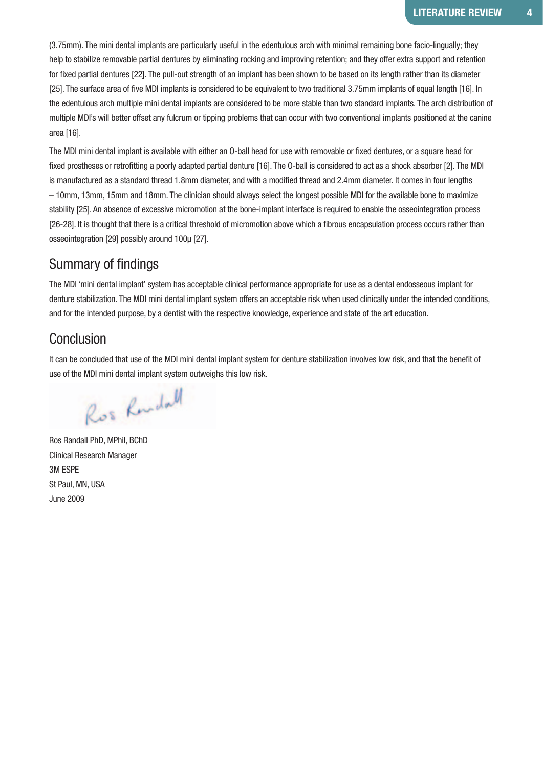(3.75mm). The mini dental implants are particularly useful in the edentulous arch with minimal remaining bone facio-lingually; they help to stabilize removable partial dentures by eliminating rocking and improving retention; and they offer extra support and retention for fixed partial dentures [22]. The pull-out strength of an implant has been shown to be based on its length rather than its diameter [25]. The surface area of five MDI implants is considered to be equivalent to two traditional 3.75mm implants of equal length [16]. In the edentulous arch multiple mini dental implants are considered to be more stable than two standard implants. The arch distribution of multiple MDI's will better offset any fulcrum or tipping problems that can occur with two conventional implants positioned at the canine area [16].

The MDI mini dental implant is available with either an O-ball head for use with removable or fixed dentures, or a square head for fixed prostheses or retrofitting a poorly adapted partial denture [16]. The O-ball is considered to act as a shock absorber [2]. The MDI is manufactured as a standard thread 1.8mm diameter, and with a modified thread and 2.4mm diameter. It comes in four lengths – 10mm, 13mm, 15mm and 18mm. The clinician should always select the longest possible MDI for the available bone to maximize stability [25]. An absence of excessive micromotion at the bone-implant interface is required to enable the osseointegration process [26-28]. It is thought that there is a critical threshold of micromotion above which a fibrous encapsulation process occurs rather than osseointegration [29] possibly around 100μ [27].

## Summary of findings

The MDI 'mini dental implant' system has acceptable clinical performance appropriate for use as a dental endosseous implant for denture stabilization. The MDI mini dental implant system offers an acceptable risk when used clinically under the intended conditions, and for the intended purpose, by a dentist with the respective knowledge, experience and state of the art education.

## Conclusion

It can be concluded that use of the MDI mini dental implant system for denture stabilization involves low risk, and that the benefit of use of the MDI mini dental implant system outweighs this low risk.

Ros Randall

Ros Randall PhD, MPhil, BChD
Clinical Research Manager
3M ESPE
St Paul, MN, USA
June 2009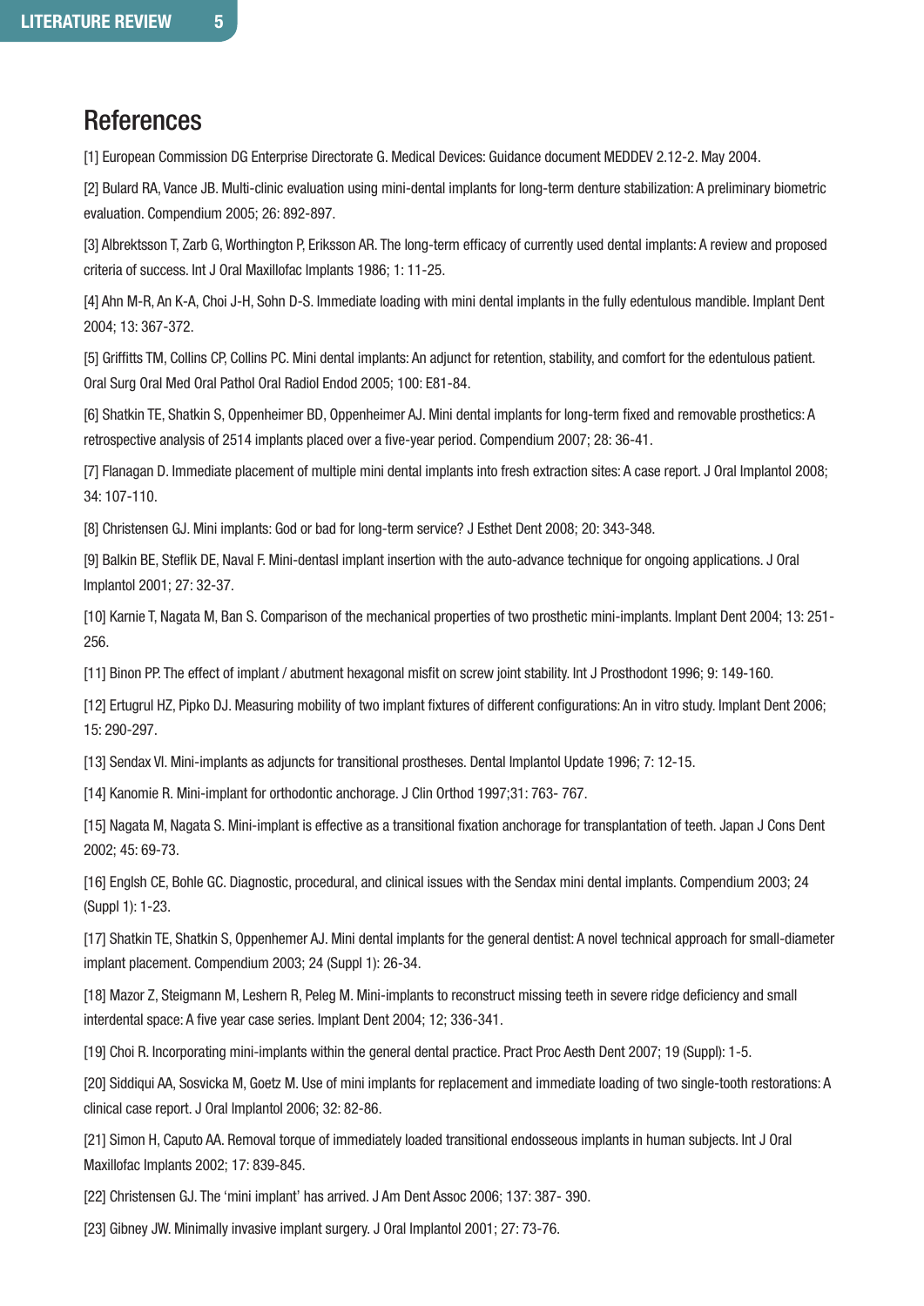## References

[1] European Commission DG Enterprise Directorate G. Medical Devices: Guidance document MEDDEV 2.12-2. May 2004.

[2] Bulard RA, Vance JB. Multi-clinic evaluation using mini-dental implants for long-term denture stabilization: A preliminary biometric evaluation. Compendium 2005; 26: 892-897.

[3] Albrektsson T, Zarb G, Worthington P, Eriksson AR. The long-term efficacy of currently used dental implants: A review and proposed criteria of success. Int J Oral Maxillofac Implants 1986; 1: 11-25.

[4] Ahn M-R, An K-A, Choi J-H, Sohn D-S. Immediate loading with mini dental implants in the fully edentulous mandible. Implant Dent 2004; 13: 367-372.

[5] Griffitts TM, Collins CP, Collins PC. Mini dental implants: An adjunct for retention, stability, and comfort for the edentulous patient. Oral Surg Oral Med Oral Pathol Oral Radiol Endod 2005; 100: E81-84.

[6] Shatkin TE, Shatkin S, Oppenheimer BD, Oppenheimer AJ. Mini dental implants for long-term fixed and removable prosthetics: A retrospective analysis of 2514 implants placed over a five-year period. Compendium 2007; 28: 36-41.

[7] Flanagan D. Immediate placement of multiple mini dental implants into fresh extraction sites: A case report. J Oral Implantol 2008; 34: 107-110.

[8] Christensen GJ. Mini implants: God or bad for long-term service? J Esthet Dent 2008; 20: 343-348.

[9] Balkin BE, Steflik DE, Naval F. Mini-dentasl implant insertion with the auto-advance technique for ongoing applications. J Oral Implantol 2001; 27: 32-37.

[10] Karnie T, Nagata M, Ban S. Comparison of the mechanical properties of two prosthetic mini-implants. Implant Dent 2004; 13: 251-256.

[11] Binon PP. The effect of implant / abutment hexagonal misfit on screw joint stability. Int J Prosthodont 1996; 9: 149-160.

[12] Ertugrul HZ, Pipko DJ. Measuring mobility of two implant fixtures of different configurations: An in vitro study. Implant Dent 2006; 15: 290-297.

[13] Sendax VI. Mini-implants as adjuncts for transitional prostheses. Dental Implantol Update 1996; 7: 12-15.

[14] Kanomie R. Mini-implant for orthodontic anchorage. J Clin Orthod 1997;31: 763- 767.

[15] Nagata M, Nagata S. Mini-implant is effective as a transitional fixation anchorage for transplantation of teeth. Japan J Cons Dent 2002; 45: 69-73.

[16] Englsh CE, Bohle GC. Diagnostic, procedural, and clinical issues with the Sendax mini dental implants. Compendium 2003; 24 (Suppl 1): 1-23.

[17] Shatkin TE, Shatkin S, Oppenhemer AJ. Mini dental implants for the general dentist: A novel technical approach for small-diameter implant placement. Compendium 2003; 24 (Suppl 1): 26-34.

[18] Mazor Z, Steigmann M, Leshern R, Peleg M. Mini-implants to reconstruct missing teeth in severe ridge deficiency and small interdental space: A five year case series. Implant Dent 2004; 12; 336-341.

[19] Choi R. Incorporating mini-implants within the general dental practice. Pract Proc Aesth Dent 2007; 19 (Suppl): 1-5.

[20] Siddiqui AA, Sosvicka M, Goetz M. Use of mini implants for replacement and immediate loading of two single-tooth restorations: A clinical case report. J Oral Implantol 2006; 32: 82-86.

[21] Simon H, Caputo AA. Removal torque of immediately loaded transitional endosseous implants in human subjects. Int J Oral Maxillofac Implants 2002; 17: 839-845.

[22] Christensen GJ. The 'mini implant' has arrived. J Am Dent Assoc 2006; 137: 387- 390.

[23] Gibney JW. Minimally invasive implant surgery. J Oral Implantol 2001; 27: 73-76.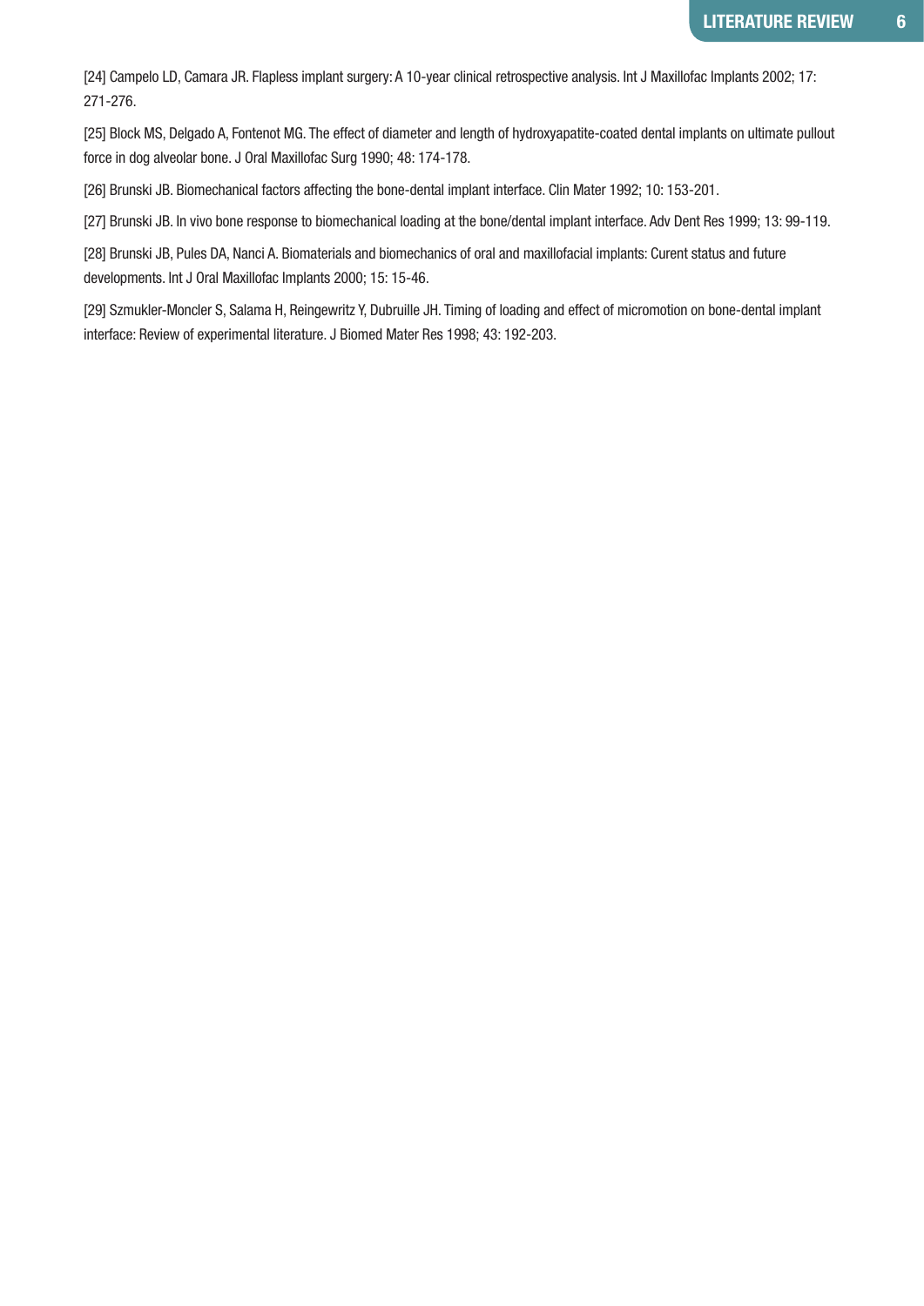[24] Campelo LD, Camara JR. Flapless implant surgery: A 10-year clinical retrospective analysis. Int J Maxillofac Implants 2002; 17: 271-276.

[25] Block MS, Delgado A, Fontenot MG. The effect of diameter and length of hydroxyapatite-coated dental implants on ultimate pullout force in dog alveolar bone. J Oral Maxillofac Surg 1990; 48: 174-178.

[26] Brunski JB. Biomechanical factors affecting the bone-dental implant interface. Clin Mater 1992; 10: 153-201.

[27] Brunski JB. In vivo bone response to biomechanical loading at the bone/dental implant interface. Adv Dent Res 1999; 13: 99-119.

[28] Brunski JB, Pules DA, Nanci A. Biomaterials and biomechanics of oral and maxillofacial implants: Curent status and future developments. Int J Oral Maxillofac Implants 2000; 15: 15-46.

[29] Szmukler-Moncler S, Salama H, Reingewritz Y, Dubruille JH. Timing of loading and effect of micromotion on bone-dental implant interface: Review of experimental literature. J Biomed Mater Res 1998; 43: 192-203.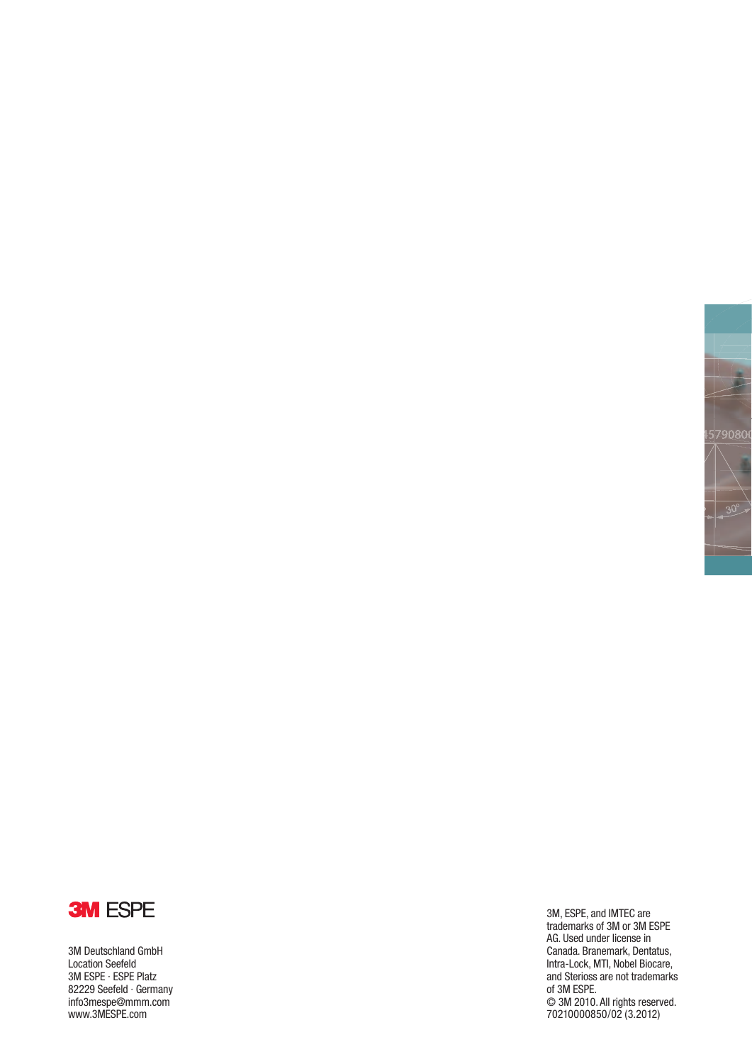3M ESPE

3M Deutschland GmbH
Location Seefeld
3M ESPE · ESPE Platz
82229 Seefeld · Germany
info3mespe@mmm.com
www.3MESPE.com

3M, ESPE, and IMTEC are trademarks of 3M or 3M ESPE AG. Used under license in Canada. Branemark, Dentatus, Intra-Lock, MTI, Nobel Biocare, and Sterioss are not trademarks of 3M ESPE.
© 3M 2010. All rights reserved.
70210000850/02 (3.2012)